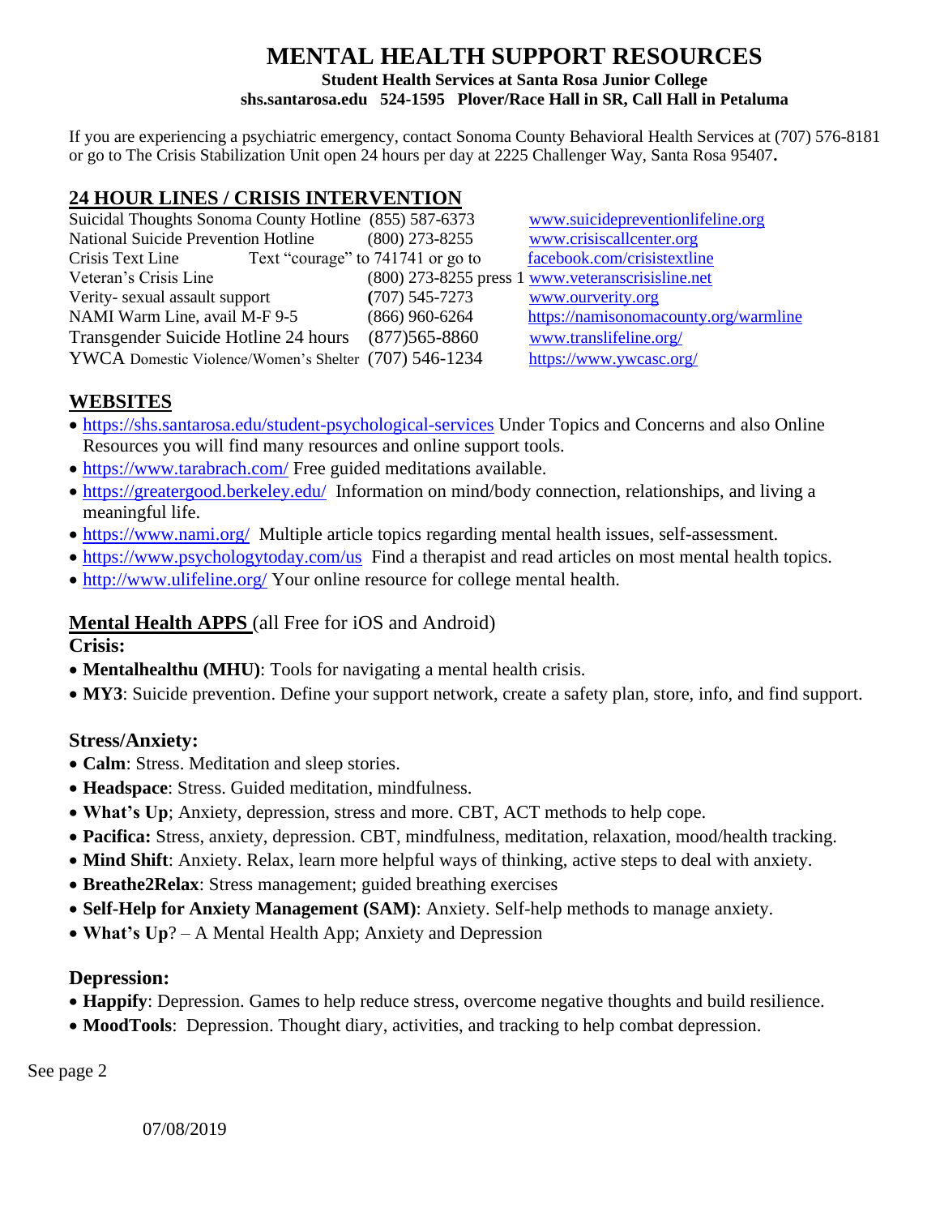# MENTAL HEALTH SUPPORT RESOURCES

**Student Health Services at Santa Rosa Junior College**
**shs.santarosa.edu 524-1595 Plover/Race Hall in SR, Call Hall in Petaluma**

If you are experiencing a psychiatric emergency, contact Sonoma County Behavioral Health Services at (707) 576-8181 or go to The Crisis Stabilization Unit open 24 hours per day at 2225 Challenger Way, Santa Rosa 95407**.**

## 24 HOUR LINES / CRISIS INTERVENTION

| | | |
|---|---|---|
| Suicidal Thoughts Sonoma County Hotline | (855) 587-6373 | www.suicidepreventionlifeline.org |
| National Suicide Prevention Hotline | (800) 273-8255 | www.crisiscallcenter.org |
| Crisis Text Line | Text "courage" to 741741 or go to | facebook.com/crisistextline |
| Veteran's Crisis Line | (800) 273-8255 press 1 | www.veteranscrisisline.net |
| Verity- sexual assault support | (707) 545-7273 | www.ourverity.org |
| NAMI Warm Line, avail M-F 9-5 | (866) 960-6264 | https://namisonomacounty.org/warmline |
| Transgender Suicide Hotline 24 hours | (877)565-8860 | www.translifeline.org/ |
| YWCA Domestic Violence/Women's Shelter | (707) 546-1234 | https://www.ywcasc.org/ |

## WEBSITES

- https://shs.santarosa.edu/student-psychological-services Under Topics and Concerns and also Online Resources you will find many resources and online support tools.
- https://www.tarabrach.com/ Free guided meditations available.
- https://greatergood.berkeley.edu/ Information on mind/body connection, relationships, and living a meaningful life.
- https://www.nami.org/ Multiple article topics regarding mental health issues, self-assessment.
- https://www.psychologytoday.com/us Find a therapist and read articles on most mental health topics.
- http://www.ulifeline.org/ Your online resource for college mental health.

## Mental Health APPS (all Free for iOS and Android)

### Crisis:

- **Mentalhealthu (MHU)**: Tools for navigating a mental health crisis.
- **MY3**: Suicide prevention. Define your support network, create a safety plan, store, info, and find support.

### Stress/Anxiety:

- **Calm**: Stress. Meditation and sleep stories.
- **Headspace**: Stress. Guided meditation, mindfulness.
- **What's Up**; Anxiety, depression, stress and more. CBT, ACT methods to help cope.
- **Pacifica:** Stress, anxiety, depression. CBT, mindfulness, meditation, relaxation, mood/health tracking.
- **Mind Shift**: Anxiety. Relax, learn more helpful ways of thinking, active steps to deal with anxiety.
- **Breathe2Relax**: Stress management; guided breathing exercises
- **Self-Help for Anxiety Management (SAM)**: Anxiety. Self-help methods to manage anxiety.
- **What's Up**? – A Mental Health App; Anxiety and Depression

### Depression:

- **Happify**: Depression. Games to help reduce stress, overcome negative thoughts and build resilience.
- **MoodTools**: Depression. Thought diary, activities, and tracking to help combat depression.

See page 2

07/08/2019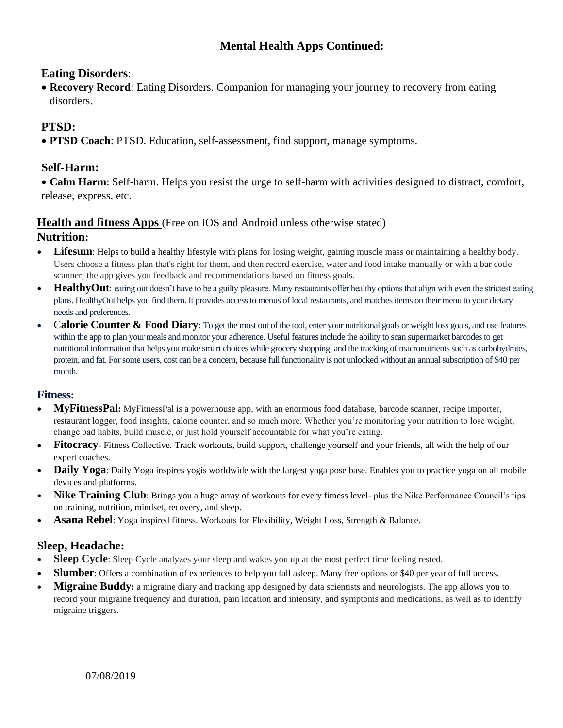## Mental Health Apps Continued:

### Eating Disorders:

- **Recovery Record**: Eating Disorders. Companion for managing your journey to recovery from eating disorders.

### PTSD:

- **PTSD Coach**: PTSD. Education, self-assessment, find support, manage symptoms.

### Self-Harm:

- **Calm Harm**: Self-harm. Helps you resist the urge to self-harm with activities designed to distract, comfort, release, express, etc.

## Health and fitness Apps (Free on IOS and Android unless otherwise stated)

### Nutrition:

- **Lifesum**: Helps to build a healthy lifestyle with plans for losing weight, gaining muscle mass or maintaining a healthy body. Users choose a fitness plan that's right for them, and then record exercise, water and food intake manually or with a bar code scanner; the app gives you feedback and recommendations based on fitness goals.
- **HealthyOut**: eating out doesn't have to be a guilty pleasure. Many restaurants offer healthy options that align with even the strictest eating plans. HealthyOut helps you find them. It provides access to menus of local restaurants, and matches items on their menu to your dietary needs and preferences.
- **Calorie Counter & Food Diary**: To get the most out of the tool, enter your nutritional goals or weight loss goals, and use features within the app to plan your meals and monitor your adherence. Useful features include the ability to scan supermarket barcodes to get nutritional information that helps you make smart choices while grocery shopping, and the tracking of macronutrients such as carbohydrates, protein, and fat. For some users, cost can be a concern, because full functionality is not unlocked without an annual subscription of $40 per month.

### Fitness:

- **MyFitnessPal:** MyFitnessPal is a powerhouse app, with an enormous food database, barcode scanner, recipe importer, restaurant logger, food insights, calorie counter, and so much more. Whether you're monitoring your nutrition to lose weight, change bad habits, build muscle, or just hold yourself accountable for what you're eating.
- **Fitocracy**- Fitness Collective. Track workouts, build support, challenge yourself and your friends, all with the help of our expert coaches.
- **Daily Yoga**: Daily Yoga inspires yogis worldwide with the largest yoga pose base. Enables you to practice yoga on all mobile devices and platforms.
- **Nike Training Club**: Brings you a huge array of workouts for every fitness level- plus the Nike Performance Council's tips on training, nutrition, mindset, recovery, and sleep.
- **Asana Rebel**: Yoga inspired fitness. Workouts for Flexibility, Weight Loss, Strength & Balance.

### Sleep, Headache:

- **Sleep Cycle**: Sleep Cycle analyzes your sleep and wakes you up at the most perfect time feeling rested.
- **Slumber**: Offers a combination of experiences to help you fall asleep. Many free options or $40 per year of full access.
- **Migraine Buddy:** a migraine diary and tracking app designed by data scientists and neurologists. The app allows you to record your migraine frequency and duration, pain location and intensity, and symptoms and medications, as well as to identify migraine triggers.

07/08/2019